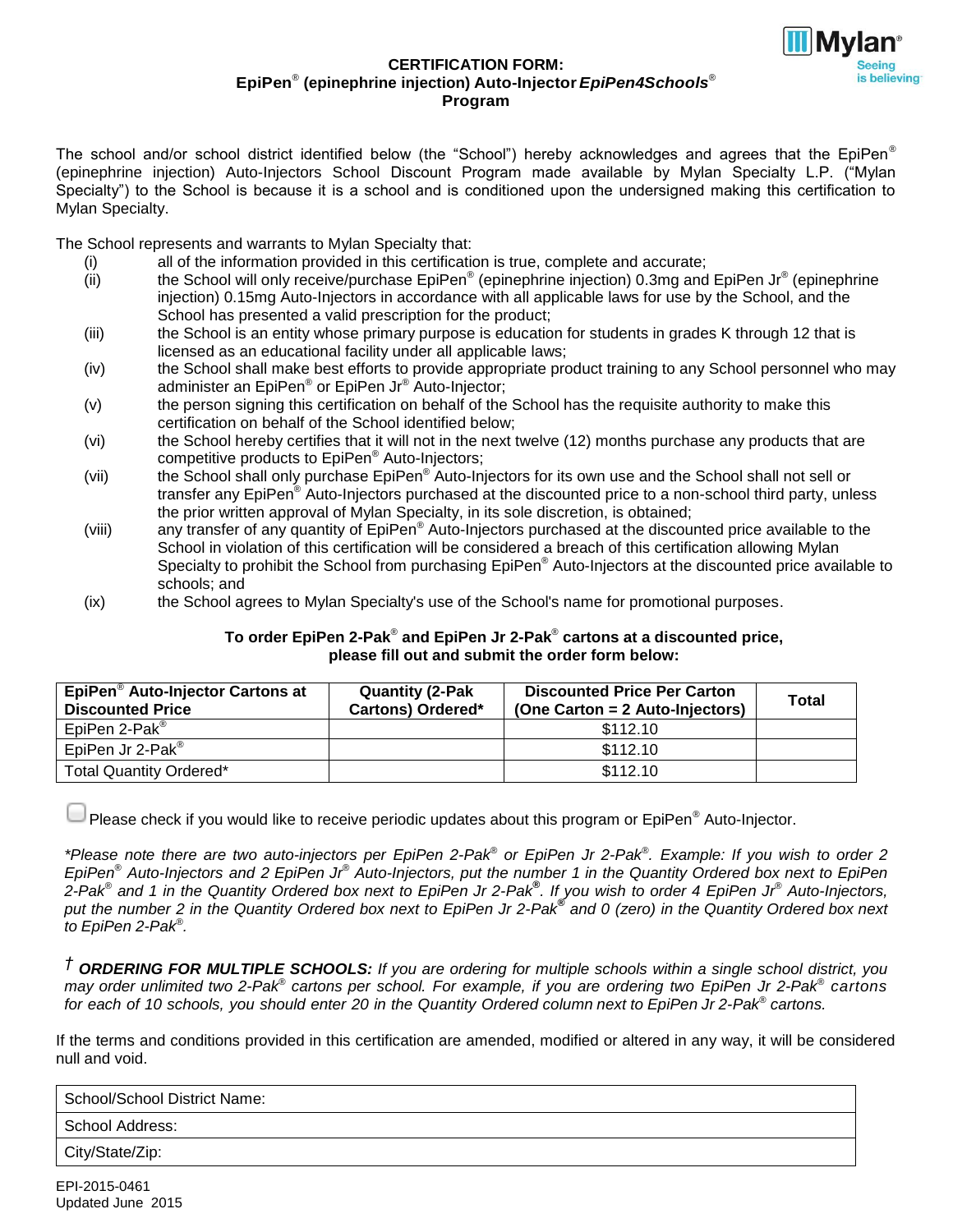**CERTIFICATION FORM:**
**EpiPen® (epinephrine injection) Auto-Injector *EpiPen4Schools®* Program**

Mylan® Seeing is believing™

The school and/or school district identified below (the "School") hereby acknowledges and agrees that the EpiPen® (epinephrine injection) Auto-Injectors School Discount Program made available by Mylan Specialty L.P. ("Mylan Specialty") to the School is because it is a school and is conditioned upon the undersigned making this certification to Mylan Specialty.

The School represents and warrants to Mylan Specialty that:

- (i) all of the information provided in this certification is true, complete and accurate;
- (ii) the School will only receive/purchase EpiPen® (epinephrine injection) 0.3mg and EpiPen Jr® (epinephrine injection) 0.15mg Auto-Injectors in accordance with all applicable laws for use by the School, and the School has presented a valid prescription for the product;
- (iii) the School is an entity whose primary purpose is education for students in grades K through 12 that is licensed as an educational facility under all applicable laws;
- (iv) the School shall make best efforts to provide appropriate product training to any School personnel who may administer an EpiPen® or EpiPen Jr® Auto-Injector;
- (v) the person signing this certification on behalf of the School has the requisite authority to make this certification on behalf of the School identified below;
- (vi) the School hereby certifies that it will not in the next twelve (12) months purchase any products that are competitive products to EpiPen® Auto-Injectors;
- (vii) the School shall only purchase EpiPen® Auto-Injectors for its own use and the School shall not sell or transfer any EpiPen® Auto-Injectors purchased at the discounted price to a non-school third party, unless the prior written approval of Mylan Specialty, in its sole discretion, is obtained;
- (viii) any transfer of any quantity of EpiPen® Auto-Injectors purchased at the discounted price available to the School in violation of this certification will be considered a breach of this certification allowing Mylan Specialty to prohibit the School from purchasing EpiPen® Auto-Injectors at the discounted price available to schools; and
- (ix) the School agrees to Mylan Specialty's use of the School's name for promotional purposes.

**To order EpiPen 2-Pak® and EpiPen Jr 2-Pak® cartons at a discounted price, please fill out and submit the order form below:**

| EpiPen® Auto-Injector Cartons at Discounted Price | Quantity (2-Pak Cartons) Ordered* | Discounted Price Per Carton (One Carton = 2 Auto-Injectors) | Total |
|---|---|---|---|
| EpiPen 2-Pak® | | $112.10 | |
| EpiPen Jr 2-Pak® | | $112.10 | |
| Total Quantity Ordered* | | $112.10 | |

☐ Please check if you would like to receive periodic updates about this program or EpiPen® Auto-Injector.

*\*Please note there are two auto-injectors per EpiPen 2-Pak® or EpiPen Jr 2-Pak®. Example: If you wish to order 2 EpiPen® Auto-Injectors and 2 EpiPen Jr® Auto-Injectors, put the number 1 in the Quantity Ordered box next to EpiPen 2-Pak® and 1 in the Quantity Ordered box next to EpiPen Jr 2-Pak®. If you wish to order 4 EpiPen Jr® Auto-Injectors, put the number 2 in the Quantity Ordered box next to EpiPen Jr 2-Pak® and 0 (zero) in the Quantity Ordered box next to EpiPen 2-Pak®.*

† ***ORDERING FOR MULTIPLE SCHOOLS:*** *If you are ordering for multiple schools within a single school district, you may order unlimited two 2-Pak® cartons per school. For example, if you are ordering two EpiPen Jr 2-Pak® cartons for each of 10 schools, you should enter 20 in the Quantity Ordered column next to EpiPen Jr 2-Pak® cartons.*

If the terms and conditions provided in this certification are amended, modified or altered in any way, it will be considered null and void.

| School/School District Name: |
|---|
| School Address: |
| City/State/Zip: |

EPI-2015-0461
Updated June 2015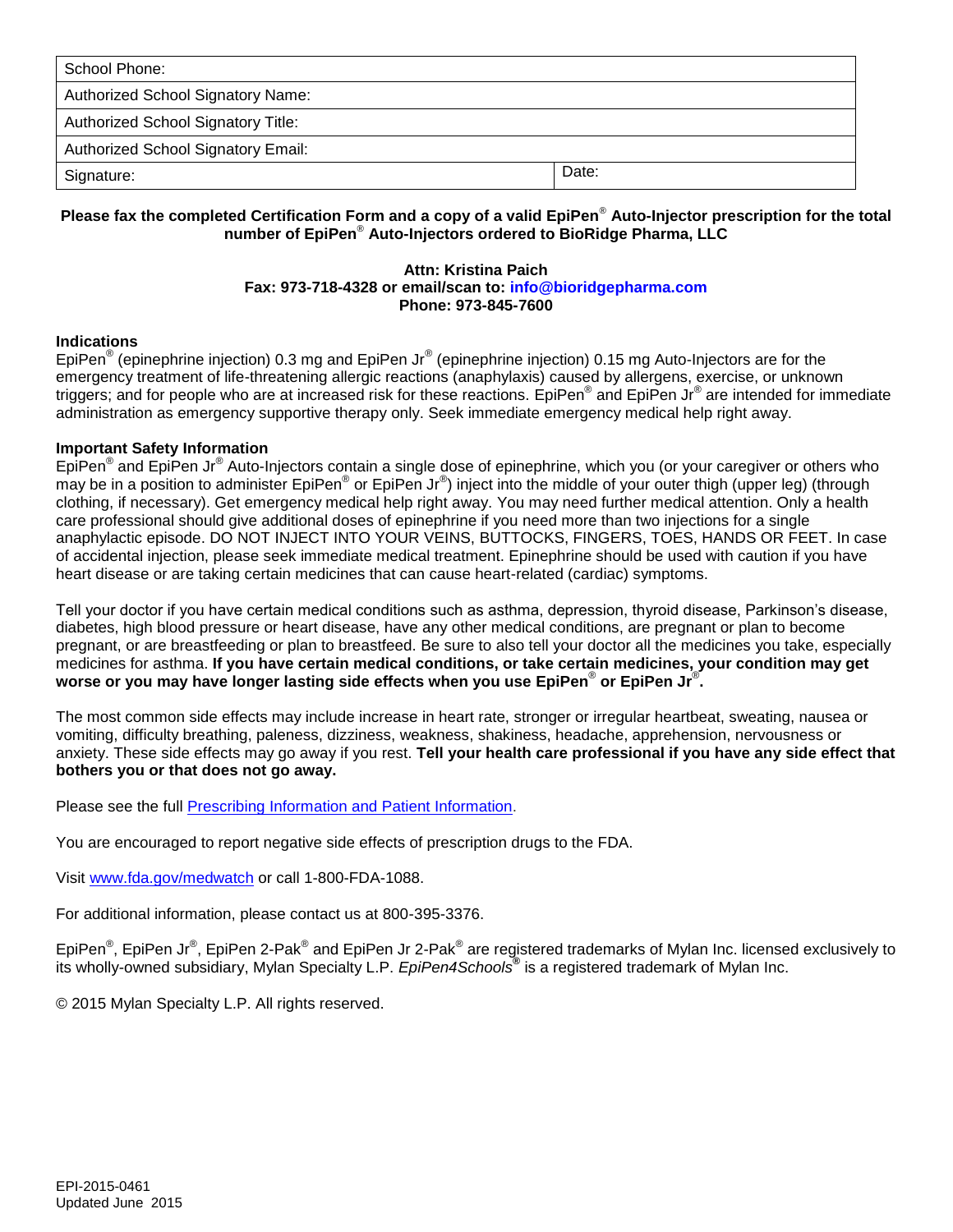| | |
|---|---|
| School Phone: | |
| Authorized School Signatory Name: | |
| Authorized School Signatory Title: | |
| Authorized School Signatory Email: | |
| Signature: | Date: |

**Please fax the completed Certification Form and a copy of a valid EpiPen® Auto-Injector prescription for the total number of EpiPen® Auto-Injectors ordered to BioRidge Pharma, LLC**

**Attn: Kristina Paich**
**Fax: 973-718-4328 or email/scan to: info@bioridgepharma.com**
**Phone: 973-845-7600**

**Indications**
EpiPen® (epinephrine injection) 0.3 mg and EpiPen Jr® (epinephrine injection) 0.15 mg Auto-Injectors are for the emergency treatment of life-threatening allergic reactions (anaphylaxis) caused by allergens, exercise, or unknown triggers; and for people who are at increased risk for these reactions. EpiPen® and EpiPen Jr® are intended for immediate administration as emergency supportive therapy only. Seek immediate emergency medical help right away.

**Important Safety Information**
EpiPen® and EpiPen Jr® Auto-Injectors contain a single dose of epinephrine, which you (or your caregiver or others who may be in a position to administer EpiPen® or EpiPen Jr®) inject into the middle of your outer thigh (upper leg) (through clothing, if necessary). Get emergency medical help right away. You may need further medical attention. Only a health care professional should give additional doses of epinephrine if you need more than two injections for a single anaphylactic episode. DO NOT INJECT INTO YOUR VEINS, BUTTOCKS, FINGERS, TOES, HANDS OR FEET. In case of accidental injection, please seek immediate medical treatment. Epinephrine should be used with caution if you have heart disease or are taking certain medicines that can cause heart-related (cardiac) symptoms.

Tell your doctor if you have certain medical conditions such as asthma, depression, thyroid disease, Parkinson's disease, diabetes, high blood pressure or heart disease, have any other medical conditions, are pregnant or plan to become pregnant, or are breastfeeding or plan to breastfeed. Be sure to also tell your doctor all the medicines you take, especially medicines for asthma. **If you have certain medical conditions, or take certain medicines, your condition may get worse or you may have longer lasting side effects when you use EpiPen® or EpiPen Jr®.**

The most common side effects may include increase in heart rate, stronger or irregular heartbeat, sweating, nausea or vomiting, difficulty breathing, paleness, dizziness, weakness, shakiness, headache, apprehension, nervousness or anxiety. These side effects may go away if you rest. **Tell your health care professional if you have any side effect that bothers you or that does not go away.**

Please see the full Prescribing Information and Patient Information.

You are encouraged to report negative side effects of prescription drugs to the FDA.

Visit www.fda.gov/medwatch or call 1-800-FDA-1088.

For additional information, please contact us at 800-395-3376.

EpiPen®, EpiPen Jr®, EpiPen 2-Pak® and EpiPen Jr 2-Pak® are registered trademarks of Mylan Inc. licensed exclusively to its wholly-owned subsidiary, Mylan Specialty L.P. *EpiPen4Schools®* is a registered trademark of Mylan Inc.

© 2015 Mylan Specialty L.P. All rights reserved.

EPI-2015-0461
Updated June 2015